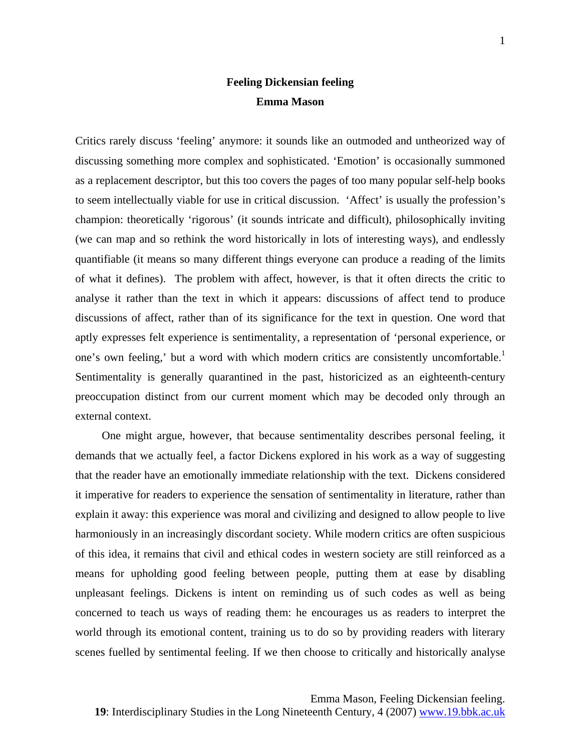# Feeling Dickensian feeling

**Emma Mason**

Critics rarely discuss 'feeling' anymore: it sounds like an outmoded and untheorized way of discussing something more complex and sophisticated. 'Emotion' is occasionally summoned as a replacement descriptor, but this too covers the pages of too many popular self-help books to seem intellectually viable for use in critical discussion. 'Affect' is usually the profession's champion: theoretically 'rigorous' (it sounds intricate and difficult), philosophically inviting (we can map and so rethink the word historically in lots of interesting ways), and endlessly quantifiable (it means so many different things everyone can produce a reading of the limits of what it defines). The problem with affect, however, is that it often directs the critic to analyse it rather than the text in which it appears: discussions of affect tend to produce discussions of affect, rather than of its significance for the text in question. One word that aptly expresses felt experience is sentimentality, a representation of 'personal experience, or one's own feeling,' but a word with which modern critics are consistently uncomfortable.[1] Sentimentality is generally quarantined in the past, historicized as an eighteenth-century preoccupation distinct from our current moment which may be decoded only through an external context.

One might argue, however, that because sentimentality describes personal feeling, it demands that we actually feel, a factor Dickens explored in his work as a way of suggesting that the reader have an emotionally immediate relationship with the text. Dickens considered it imperative for readers to experience the sensation of sentimentality in literature, rather than explain it away: this experience was moral and civilizing and designed to allow people to live harmoniously in an increasingly discordant society. While modern critics are often suspicious of this idea, it remains that civil and ethical codes in western society are still reinforced as a means for upholding good feeling between people, putting them at ease by disabling unpleasant feelings. Dickens is intent on reminding us of such codes as well as being concerned to teach us ways of reading them: he encourages us as readers to interpret the world through its emotional content, training us to do so by providing readers with literary scenes fuelled by sentimental feeling. If we then choose to critically and historically analyse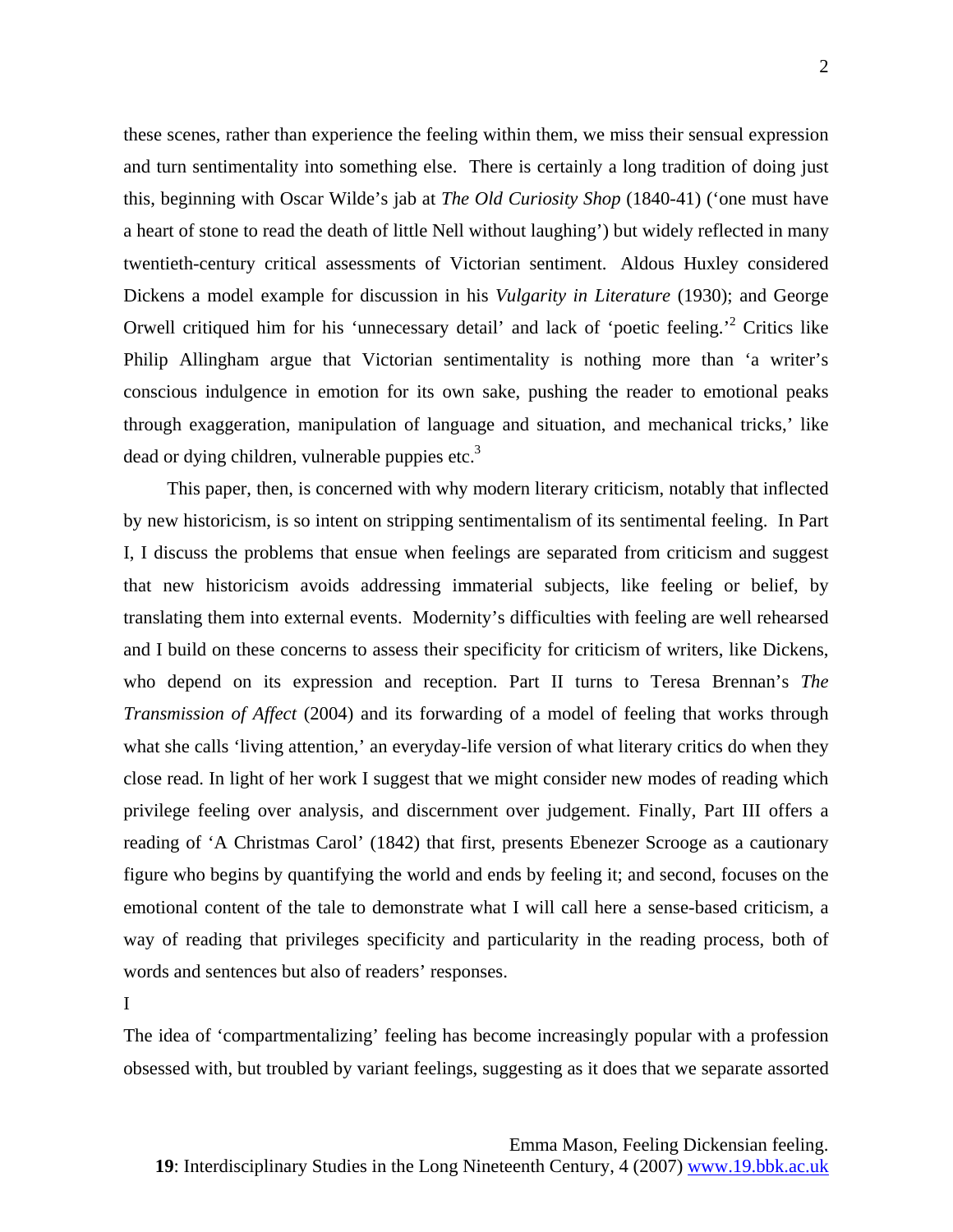these scenes, rather than experience the feeling within them, we miss their sensual expression and turn sentimentality into something else. There is certainly a long tradition of doing just this, beginning with Oscar Wilde's jab at *The Old Curiosity Shop* (1840-41) ('one must have a heart of stone to read the death of little Nell without laughing') but widely reflected in many twentieth-century critical assessments of Victorian sentiment. Aldous Huxley considered Dickens a model example for discussion in his *Vulgarity in Literature* (1930); and George Orwell critiqued him for his 'unnecessary detail' and lack of 'poetic feeling.'[2] Critics like Philip Allingham argue that Victorian sentimentality is nothing more than 'a writer's conscious indulgence in emotion for its own sake, pushing the reader to emotional peaks through exaggeration, manipulation of language and situation, and mechanical tricks,' like dead or dying children, vulnerable puppies etc.[3]

This paper, then, is concerned with why modern literary criticism, notably that inflected by new historicism, is so intent on stripping sentimentalism of its sentimental feeling. In Part I, I discuss the problems that ensue when feelings are separated from criticism and suggest that new historicism avoids addressing immaterial subjects, like feeling or belief, by translating them into external events. Modernity's difficulties with feeling are well rehearsed and I build on these concerns to assess their specificity for criticism of writers, like Dickens, who depend on its expression and reception. Part II turns to Teresa Brennan's *The Transmission of Affect* (2004) and its forwarding of a model of feeling that works through what she calls 'living attention,' an everyday-life version of what literary critics do when they close read. In light of her work I suggest that we might consider new modes of reading which privilege feeling over analysis, and discernment over judgement. Finally, Part III offers a reading of 'A Christmas Carol' (1842) that first, presents Ebenezer Scrooge as a cautionary figure who begins by quantifying the world and ends by feeling it; and second, focuses on the emotional content of the tale to demonstrate what I will call here a sense-based criticism, a way of reading that privileges specificity and particularity in the reading process, both of words and sentences but also of readers' responses.

## I

The idea of 'compartmentalizing' feeling has become increasingly popular with a profession obsessed with, but troubled by variant feelings, suggesting as it does that we separate assorted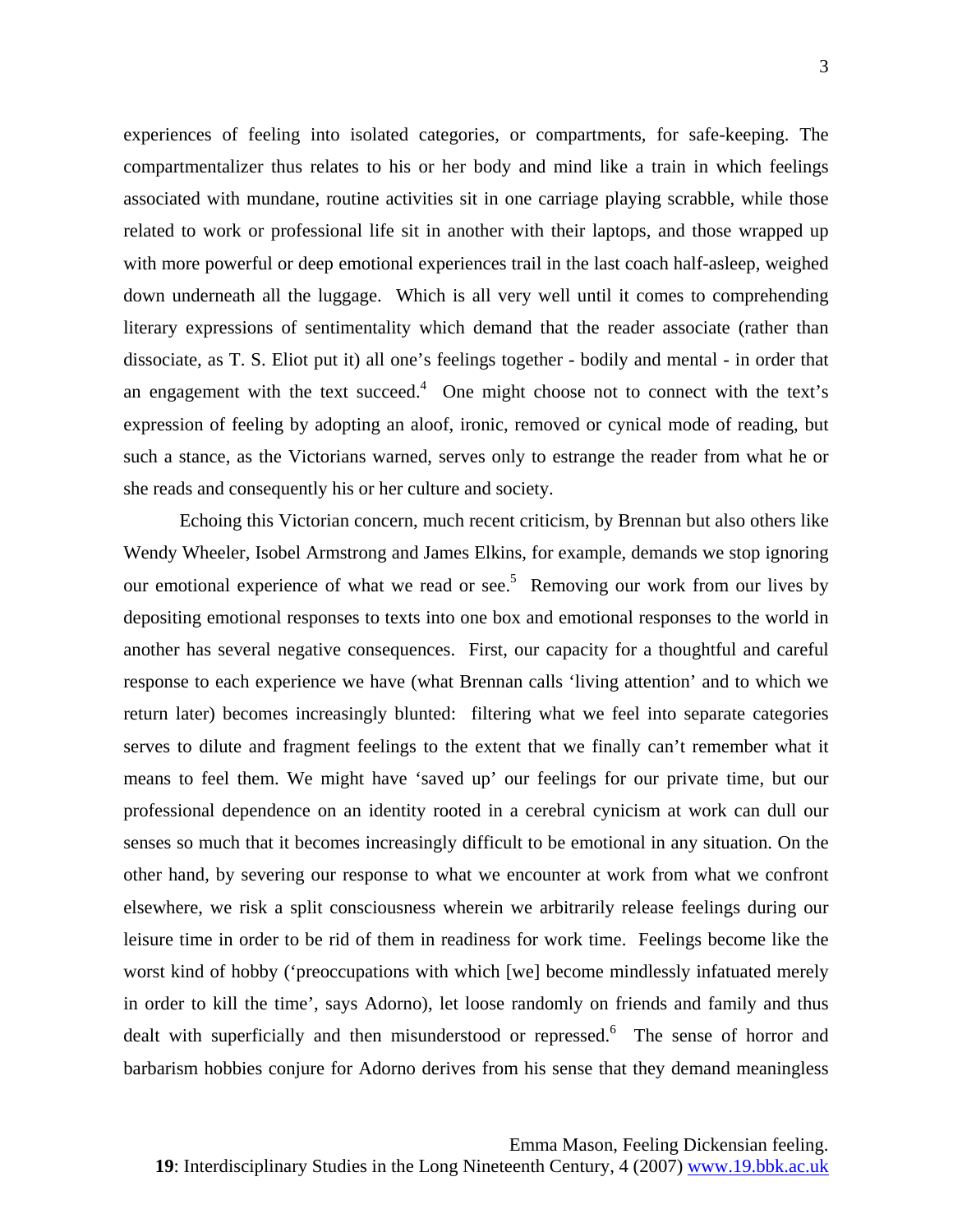experiences of feeling into isolated categories, or compartments, for safe-keeping. The compartmentalizer thus relates to his or her body and mind like a train in which feelings associated with mundane, routine activities sit in one carriage playing scrabble, while those related to work or professional life sit in another with their laptops, and those wrapped up with more powerful or deep emotional experiences trail in the last coach half-asleep, weighed down underneath all the luggage. Which is all very well until it comes to comprehending literary expressions of sentimentality which demand that the reader associate (rather than dissociate, as T. S. Eliot put it) all one's feelings together - bodily and mental - in order that an engagement with the text succeed.[4] One might choose not to connect with the text's expression of feeling by adopting an aloof, ironic, removed or cynical mode of reading, but such a stance, as the Victorians warned, serves only to estrange the reader from what he or she reads and consequently his or her culture and society.

Echoing this Victorian concern, much recent criticism, by Brennan but also others like Wendy Wheeler, Isobel Armstrong and James Elkins, for example, demands we stop ignoring our emotional experience of what we read or see.[5] Removing our work from our lives by depositing emotional responses to texts into one box and emotional responses to the world in another has several negative consequences. First, our capacity for a thoughtful and careful response to each experience we have (what Brennan calls 'living attention' and to which we return later) becomes increasingly blunted: filtering what we feel into separate categories serves to dilute and fragment feelings to the extent that we finally can't remember what it means to feel them. We might have 'saved up' our feelings for our private time, but our professional dependence on an identity rooted in a cerebral cynicism at work can dull our senses so much that it becomes increasingly difficult to be emotional in any situation. On the other hand, by severing our response to what we encounter at work from what we confront elsewhere, we risk a split consciousness wherein we arbitrarily release feelings during our leisure time in order to be rid of them in readiness for work time. Feelings become like the worst kind of hobby ('preoccupations with which [we] become mindlessly infatuated merely in order to kill the time', says Adorno), let loose randomly on friends and family and thus dealt with superficially and then misunderstood or repressed.[6] The sense of horror and barbarism hobbies conjure for Adorno derives from his sense that they demand meaningless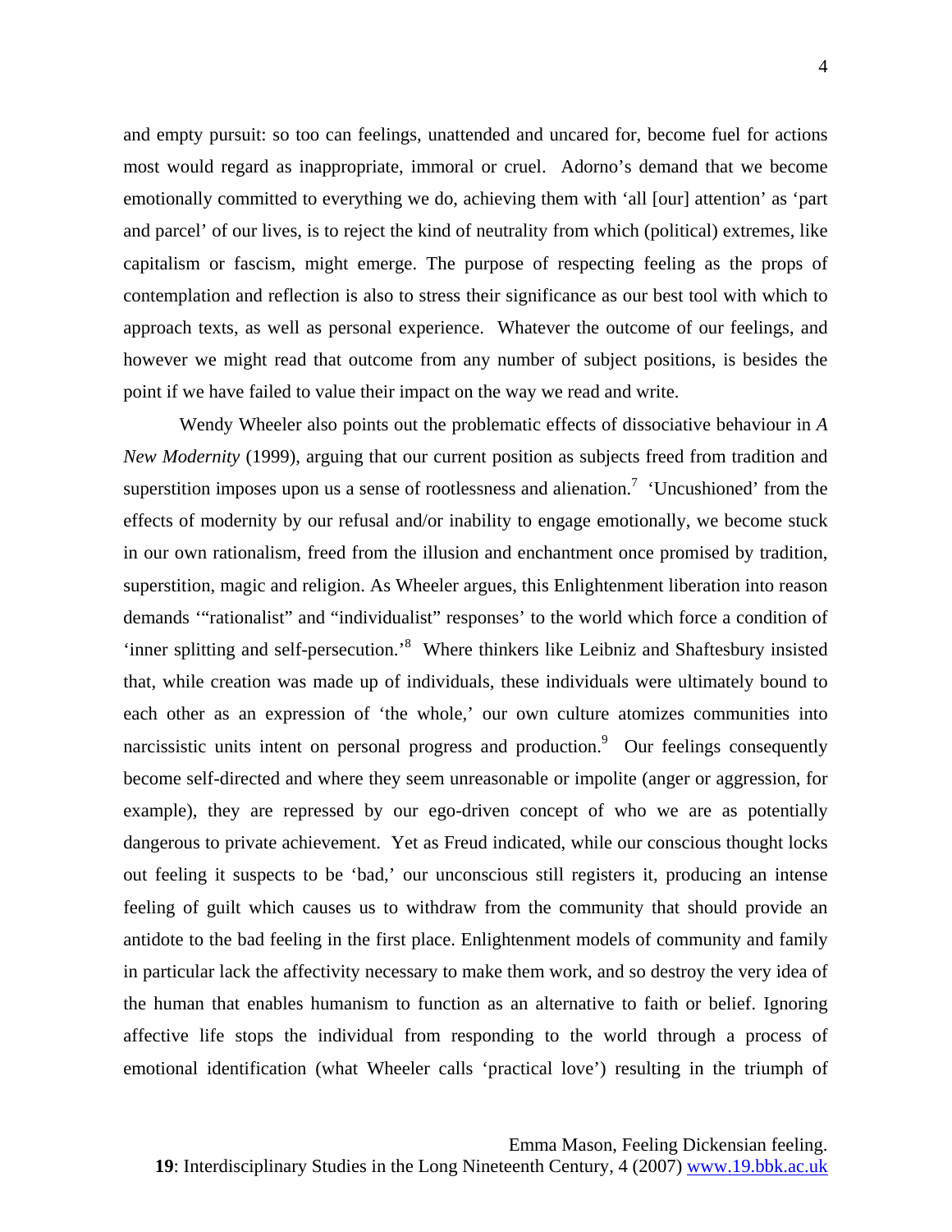and empty pursuit: so too can feelings, unattended and uncared for, become fuel for actions most would regard as inappropriate, immoral or cruel. Adorno's demand that we become emotionally committed to everything we do, achieving them with 'all [our] attention' as 'part and parcel' of our lives, is to reject the kind of neutrality from which (political) extremes, like capitalism or fascism, might emerge. The purpose of respecting feeling as the props of contemplation and reflection is also to stress their significance as our best tool with which to approach texts, as well as personal experience. Whatever the outcome of our feelings, and however we might read that outcome from any number of subject positions, is besides the point if we have failed to value their impact on the way we read and write.

Wendy Wheeler also points out the problematic effects of dissociative behaviour in *A New Modernity* (1999), arguing that our current position as subjects freed from tradition and superstition imposes upon us a sense of rootlessness and alienation.[7] 'Uncushioned' from the effects of modernity by our refusal and/or inability to engage emotionally, we become stuck in our own rationalism, freed from the illusion and enchantment once promised by tradition, superstition, magic and religion. As Wheeler argues, this Enlightenment liberation into reason demands '"rationalist" and "individualist" responses' to the world which force a condition of 'inner splitting and self-persecution.'[8] Where thinkers like Leibniz and Shaftesbury insisted that, while creation was made up of individuals, these individuals were ultimately bound to each other as an expression of 'the whole,' our own culture atomizes communities into narcissistic units intent on personal progress and production.[9] Our feelings consequently become self-directed and where they seem unreasonable or impolite (anger or aggression, for example), they are repressed by our ego-driven concept of who we are as potentially dangerous to private achievement. Yet as Freud indicated, while our conscious thought locks out feeling it suspects to be 'bad,' our unconscious still registers it, producing an intense feeling of guilt which causes us to withdraw from the community that should provide an antidote to the bad feeling in the first place. Enlightenment models of community and family in particular lack the affectivity necessary to make them work, and so destroy the very idea of the human that enables humanism to function as an alternative to faith or belief. Ignoring affective life stops the individual from responding to the world through a process of emotional identification (what Wheeler calls 'practical love') resulting in the triumph of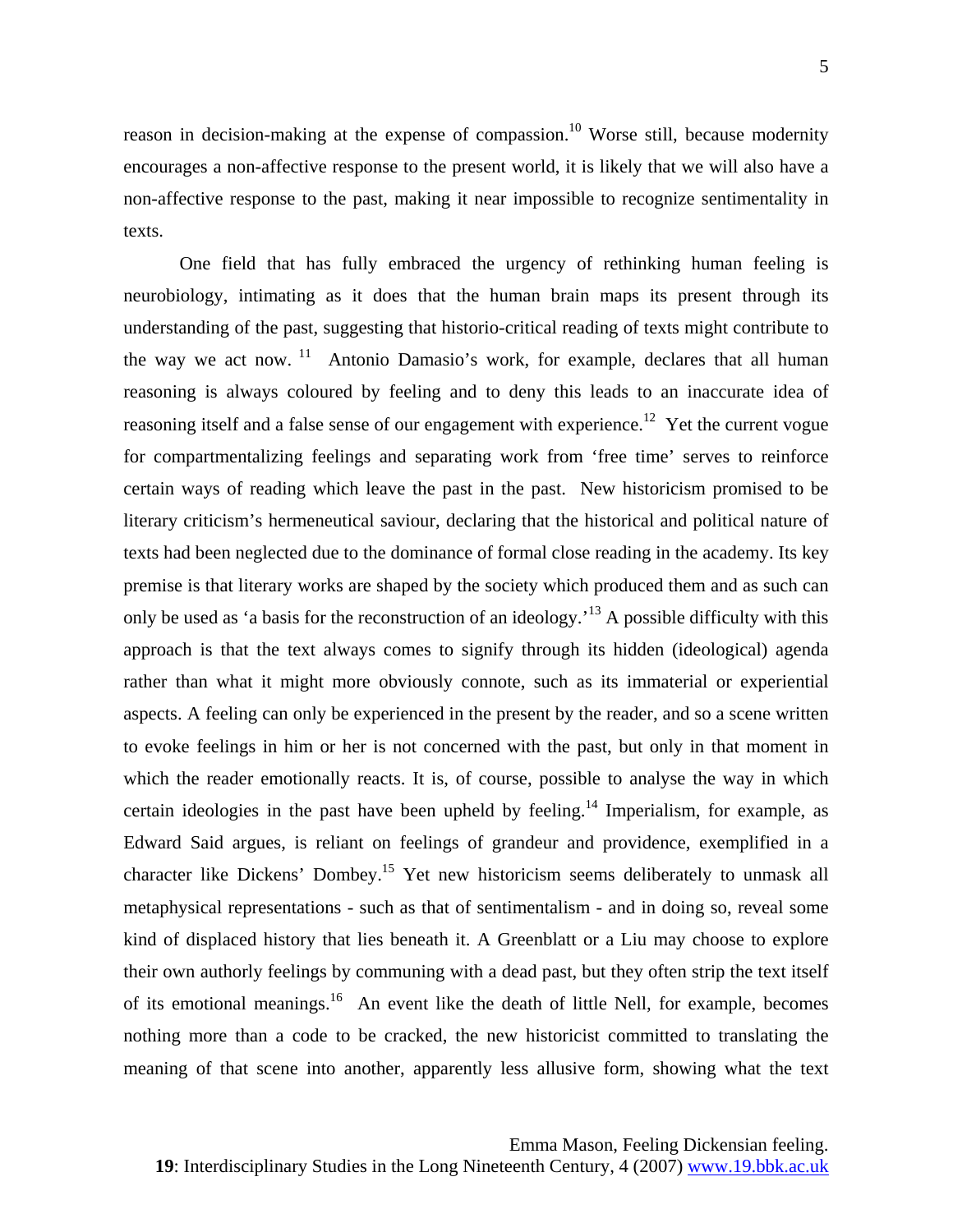reason in decision-making at the expense of compassion.[10] Worse still, because modernity encourages a non-affective response to the present world, it is likely that we will also have a non-affective response to the past, making it near impossible to recognize sentimentality in texts.

One field that has fully embraced the urgency of rethinking human feeling is neurobiology, intimating as it does that the human brain maps its present through its understanding of the past, suggesting that historio-critical reading of texts might contribute to the way we act now. [11] Antonio Damasio's work, for example, declares that all human reasoning is always coloured by feeling and to deny this leads to an inaccurate idea of reasoning itself and a false sense of our engagement with experience.[12] Yet the current vogue for compartmentalizing feelings and separating work from 'free time' serves to reinforce certain ways of reading which leave the past in the past. New historicism promised to be literary criticism's hermeneutical saviour, declaring that the historical and political nature of texts had been neglected due to the dominance of formal close reading in the academy. Its key premise is that literary works are shaped by the society which produced them and as such can only be used as 'a basis for the reconstruction of an ideology.'[13] A possible difficulty with this approach is that the text always comes to signify through its hidden (ideological) agenda rather than what it might more obviously connote, such as its immaterial or experiential aspects. A feeling can only be experienced in the present by the reader, and so a scene written to evoke feelings in him or her is not concerned with the past, but only in that moment in which the reader emotionally reacts. It is, of course, possible to analyse the way in which certain ideologies in the past have been upheld by feeling.[14] Imperialism, for example, as Edward Said argues, is reliant on feelings of grandeur and providence, exemplified in a character like Dickens' Dombey.[15] Yet new historicism seems deliberately to unmask all metaphysical representations - such as that of sentimentalism - and in doing so, reveal some kind of displaced history that lies beneath it. A Greenblatt or a Liu may choose to explore their own authorly feelings by communing with a dead past, but they often strip the text itself of its emotional meanings.[16] An event like the death of little Nell, for example, becomes nothing more than a code to be cracked, the new historicist committed to translating the meaning of that scene into another, apparently less allusive form, showing what the text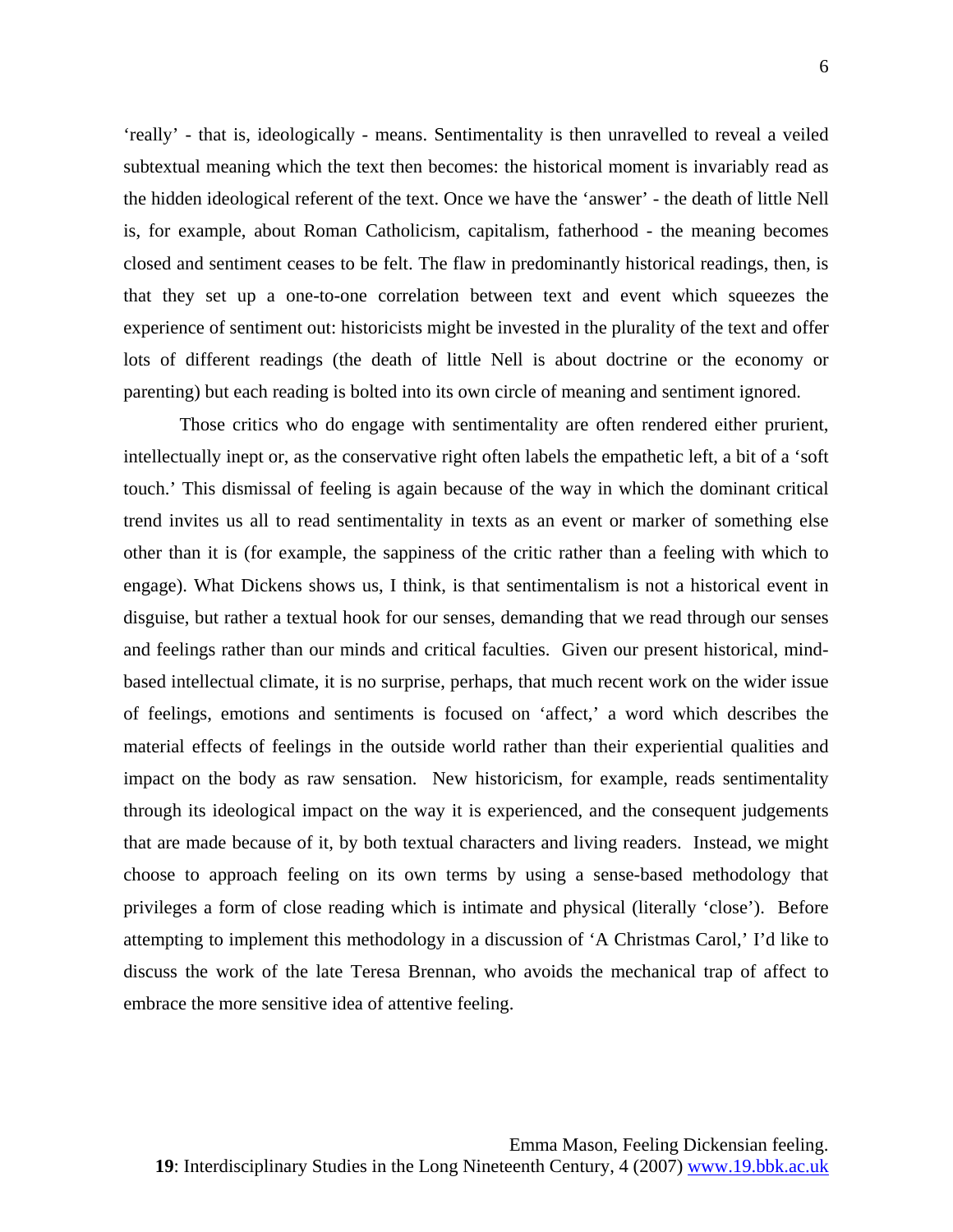'really' - that is, ideologically - means. Sentimentality is then unravelled to reveal a veiled subtextual meaning which the text then becomes: the historical moment is invariably read as the hidden ideological referent of the text. Once we have the 'answer' - the death of little Nell is, for example, about Roman Catholicism, capitalism, fatherhood - the meaning becomes closed and sentiment ceases to be felt. The flaw in predominantly historical readings, then, is that they set up a one-to-one correlation between text and event which squeezes the experience of sentiment out: historicists might be invested in the plurality of the text and offer lots of different readings (the death of little Nell is about doctrine or the economy or parenting) but each reading is bolted into its own circle of meaning and sentiment ignored.

Those critics who do engage with sentimentality are often rendered either prurient, intellectually inept or, as the conservative right often labels the empathetic left, a bit of a 'soft touch.' This dismissal of feeling is again because of the way in which the dominant critical trend invites us all to read sentimentality in texts as an event or marker of something else other than it is (for example, the sappiness of the critic rather than a feeling with which to engage). What Dickens shows us, I think, is that sentimentalism is not a historical event in disguise, but rather a textual hook for our senses, demanding that we read through our senses and feelings rather than our minds and critical faculties. Given our present historical, mind-based intellectual climate, it is no surprise, perhaps, that much recent work on the wider issue of feelings, emotions and sentiments is focused on 'affect,' a word which describes the material effects of feelings in the outside world rather than their experiential qualities and impact on the body as raw sensation. New historicism, for example, reads sentimentality through its ideological impact on the way it is experienced, and the consequent judgements that are made because of it, by both textual characters and living readers. Instead, we might choose to approach feeling on its own terms by using a sense-based methodology that privileges a form of close reading which is intimate and physical (literally 'close'). Before attempting to implement this methodology in a discussion of 'A Christmas Carol,' I'd like to discuss the work of the late Teresa Brennan, who avoids the mechanical trap of affect to embrace the more sensitive idea of attentive feeling.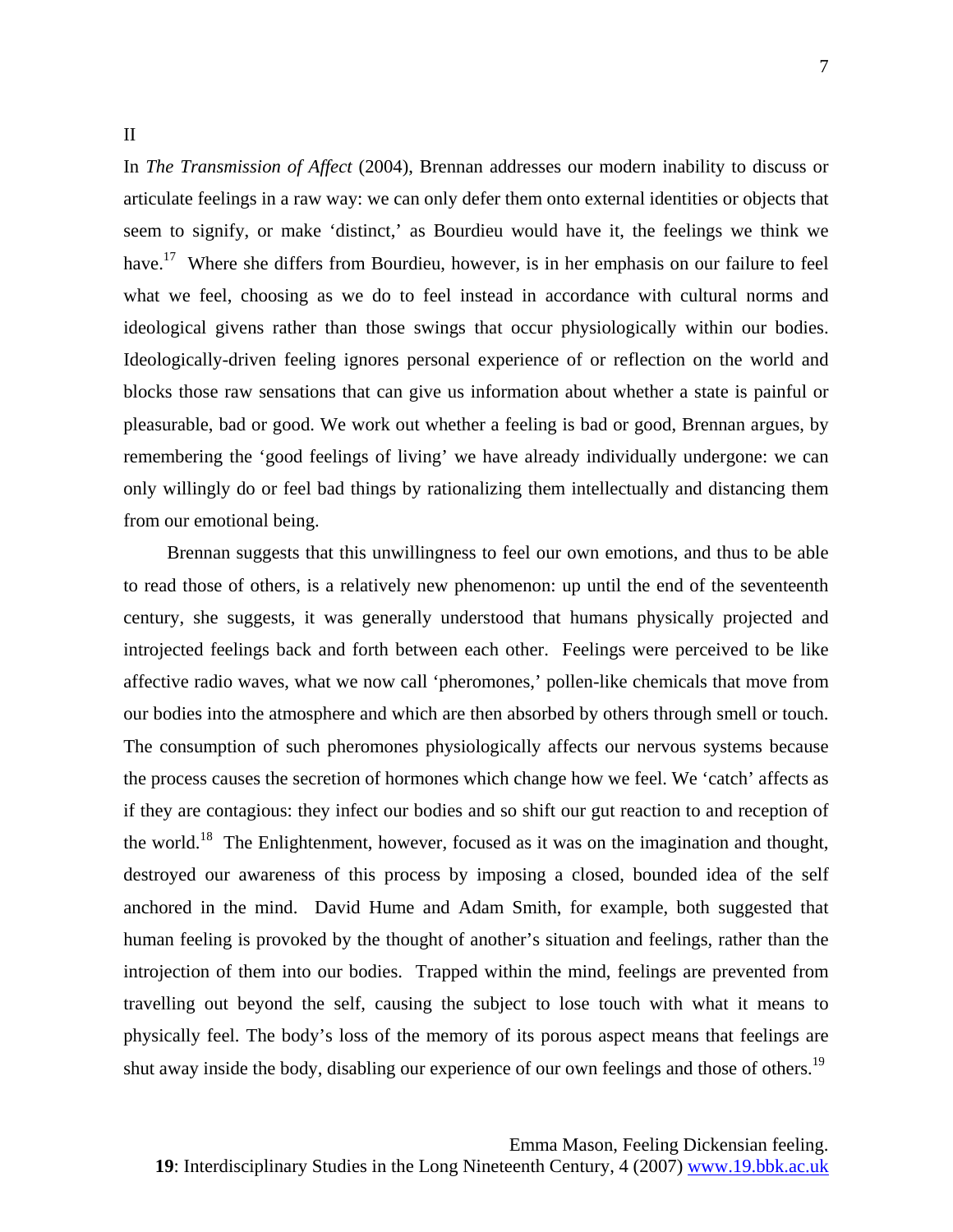II

In *The Transmission of Affect* (2004), Brennan addresses our modern inability to discuss or articulate feelings in a raw way: we can only defer them onto external identities or objects that seem to signify, or make 'distinct,' as Bourdieu would have it, the feelings we think we have.[17] Where she differs from Bourdieu, however, is in her emphasis on our failure to feel what we feel, choosing as we do to feel instead in accordance with cultural norms and ideological givens rather than those swings that occur physiologically within our bodies. Ideologically-driven feeling ignores personal experience of or reflection on the world and blocks those raw sensations that can give us information about whether a state is painful or pleasurable, bad or good. We work out whether a feeling is bad or good, Brennan argues, by remembering the 'good feelings of living' we have already individually undergone: we can only willingly do or feel bad things by rationalizing them intellectually and distancing them from our emotional being.

Brennan suggests that this unwillingness to feel our own emotions, and thus to be able to read those of others, is a relatively new phenomenon: up until the end of the seventeenth century, she suggests, it was generally understood that humans physically projected and introjected feelings back and forth between each other. Feelings were perceived to be like affective radio waves, what we now call 'pheromones,' pollen-like chemicals that move from our bodies into the atmosphere and which are then absorbed by others through smell or touch. The consumption of such pheromones physiologically affects our nervous systems because the process causes the secretion of hormones which change how we feel. We 'catch' affects as if they are contagious: they infect our bodies and so shift our gut reaction to and reception of the world.[18] The Enlightenment, however, focused as it was on the imagination and thought, destroyed our awareness of this process by imposing a closed, bounded idea of the self anchored in the mind. David Hume and Adam Smith, for example, both suggested that human feeling is provoked by the thought of another's situation and feelings, rather than the introjection of them into our bodies. Trapped within the mind, feelings are prevented from travelling out beyond the self, causing the subject to lose touch with what it means to physically feel. The body's loss of the memory of its porous aspect means that feelings are shut away inside the body, disabling our experience of our own feelings and those of others.[19]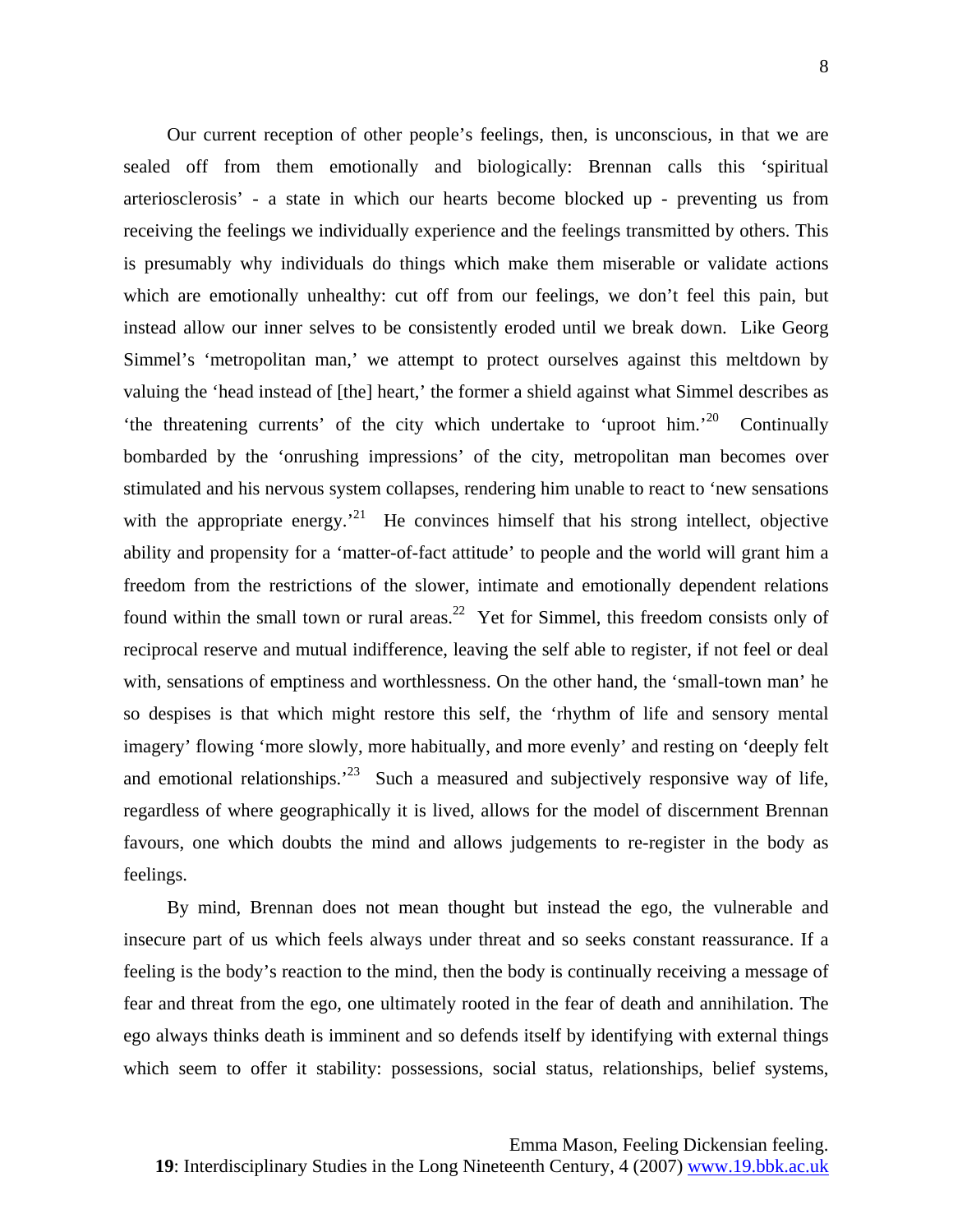Our current reception of other people's feelings, then, is unconscious, in that we are sealed off from them emotionally and biologically: Brennan calls this 'spiritual arteriosclerosis' - a state in which our hearts become blocked up - preventing us from receiving the feelings we individually experience and the feelings transmitted by others. This is presumably why individuals do things which make them miserable or validate actions which are emotionally unhealthy: cut off from our feelings, we don't feel this pain, but instead allow our inner selves to be consistently eroded until we break down. Like Georg Simmel's 'metropolitan man,' we attempt to protect ourselves against this meltdown by valuing the 'head instead of [the] heart,' the former a shield against what Simmel describes as 'the threatening currents' of the city which undertake to 'uproot him.'[20] Continually bombarded by the 'onrushing impressions' of the city, metropolitan man becomes over stimulated and his nervous system collapses, rendering him unable to react to 'new sensations with the appropriate energy.'[21] He convinces himself that his strong intellect, objective ability and propensity for a 'matter-of-fact attitude' to people and the world will grant him a freedom from the restrictions of the slower, intimate and emotionally dependent relations found within the small town or rural areas.[22] Yet for Simmel, this freedom consists only of reciprocal reserve and mutual indifference, leaving the self able to register, if not feel or deal with, sensations of emptiness and worthlessness. On the other hand, the 'small-town man' he so despises is that which might restore this self, the 'rhythm of life and sensory mental imagery' flowing 'more slowly, more habitually, and more evenly' and resting on 'deeply felt and emotional relationships.'[23] Such a measured and subjectively responsive way of life, regardless of where geographically it is lived, allows for the model of discernment Brennan favours, one which doubts the mind and allows judgements to re-register in the body as feelings.

By mind, Brennan does not mean thought but instead the ego, the vulnerable and insecure part of us which feels always under threat and so seeks constant reassurance. If a feeling is the body's reaction to the mind, then the body is continually receiving a message of fear and threat from the ego, one ultimately rooted in the fear of death and annihilation. The ego always thinks death is imminent and so defends itself by identifying with external things which seem to offer it stability: possessions, social status, relationships, belief systems,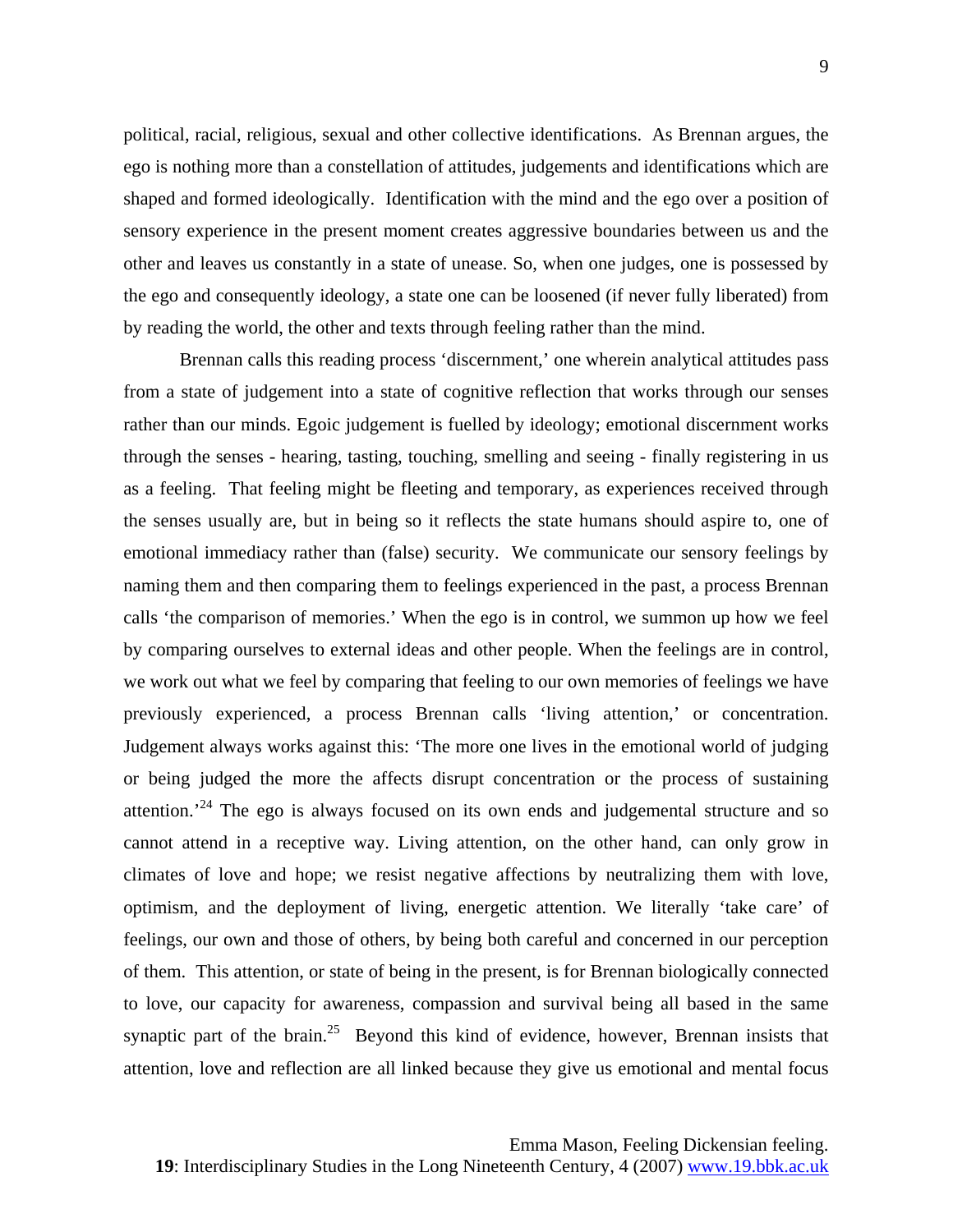political, racial, religious, sexual and other collective identifications. As Brennan argues, the ego is nothing more than a constellation of attitudes, judgements and identifications which are shaped and formed ideologically. Identification with the mind and the ego over a position of sensory experience in the present moment creates aggressive boundaries between us and the other and leaves us constantly in a state of unease. So, when one judges, one is possessed by the ego and consequently ideology, a state one can be loosened (if never fully liberated) from by reading the world, the other and texts through feeling rather than the mind.

Brennan calls this reading process 'discernment,' one wherein analytical attitudes pass from a state of judgement into a state of cognitive reflection that works through our senses rather than our minds. Egoic judgement is fuelled by ideology; emotional discernment works through the senses - hearing, tasting, touching, smelling and seeing - finally registering in us as a feeling. That feeling might be fleeting and temporary, as experiences received through the senses usually are, but in being so it reflects the state humans should aspire to, one of emotional immediacy rather than (false) security. We communicate our sensory feelings by naming them and then comparing them to feelings experienced in the past, a process Brennan calls 'the comparison of memories.' When the ego is in control, we summon up how we feel by comparing ourselves to external ideas and other people. When the feelings are in control, we work out what we feel by comparing that feeling to our own memories of feelings we have previously experienced, a process Brennan calls 'living attention,' or concentration. Judgement always works against this: 'The more one lives in the emotional world of judging or being judged the more the affects disrupt concentration or the process of sustaining attention.'[24] The ego is always focused on its own ends and judgemental structure and so cannot attend in a receptive way. Living attention, on the other hand, can only grow in climates of love and hope; we resist negative affections by neutralizing them with love, optimism, and the deployment of living, energetic attention. We literally 'take care' of feelings, our own and those of others, by being both careful and concerned in our perception of them. This attention, or state of being in the present, is for Brennan biologically connected to love, our capacity for awareness, compassion and survival being all based in the same synaptic part of the brain.[25] Beyond this kind of evidence, however, Brennan insists that attention, love and reflection are all linked because they give us emotional and mental focus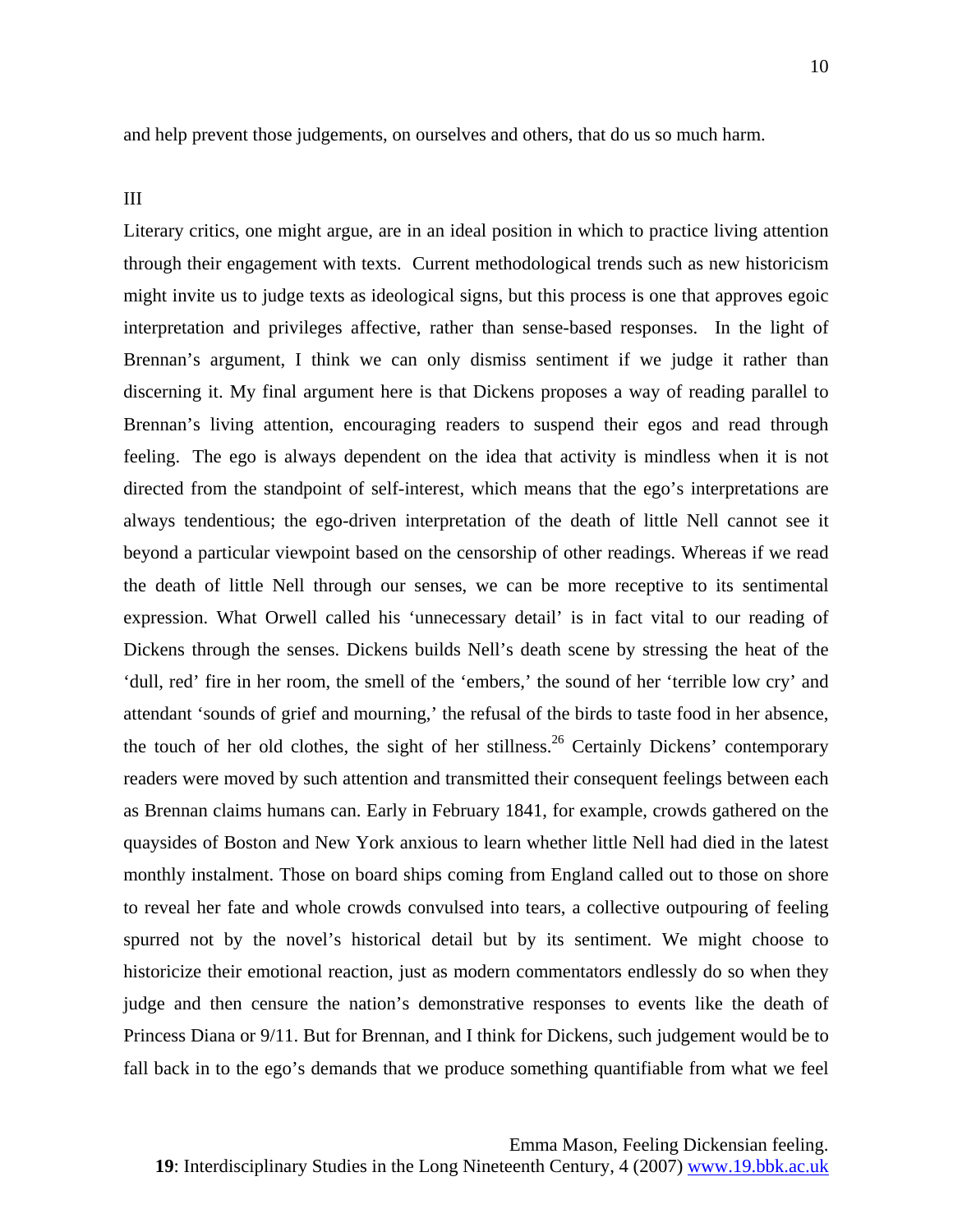and help prevent those judgements, on ourselves and others, that do us so much harm.

III

Literary critics, one might argue, are in an ideal position in which to practice living attention through their engagement with texts. Current methodological trends such as new historicism might invite us to judge texts as ideological signs, but this process is one that approves egoic interpretation and privileges affective, rather than sense-based responses. In the light of Brennan's argument, I think we can only dismiss sentiment if we judge it rather than discerning it. My final argument here is that Dickens proposes a way of reading parallel to Brennan's living attention, encouraging readers to suspend their egos and read through feeling. The ego is always dependent on the idea that activity is mindless when it is not directed from the standpoint of self-interest, which means that the ego's interpretations are always tendentious; the ego-driven interpretation of the death of little Nell cannot see it beyond a particular viewpoint based on the censorship of other readings. Whereas if we read the death of little Nell through our senses, we can be more receptive to its sentimental expression. What Orwell called his 'unnecessary detail' is in fact vital to our reading of Dickens through the senses. Dickens builds Nell's death scene by stressing the heat of the 'dull, red' fire in her room, the smell of the 'embers,' the sound of her 'terrible low cry' and attendant 'sounds of grief and mourning,' the refusal of the birds to taste food in her absence, the touch of her old clothes, the sight of her stillness.[26] Certainly Dickens' contemporary readers were moved by such attention and transmitted their consequent feelings between each as Brennan claims humans can. Early in February 1841, for example, crowds gathered on the quaysides of Boston and New York anxious to learn whether little Nell had died in the latest monthly instalment. Those on board ships coming from England called out to those on shore to reveal her fate and whole crowds convulsed into tears, a collective outpouring of feeling spurred not by the novel's historical detail but by its sentiment. We might choose to historicize their emotional reaction, just as modern commentators endlessly do so when they judge and then censure the nation's demonstrative responses to events like the death of Princess Diana or 9/11. But for Brennan, and I think for Dickens, such judgement would be to fall back in to the ego's demands that we produce something quantifiable from what we feel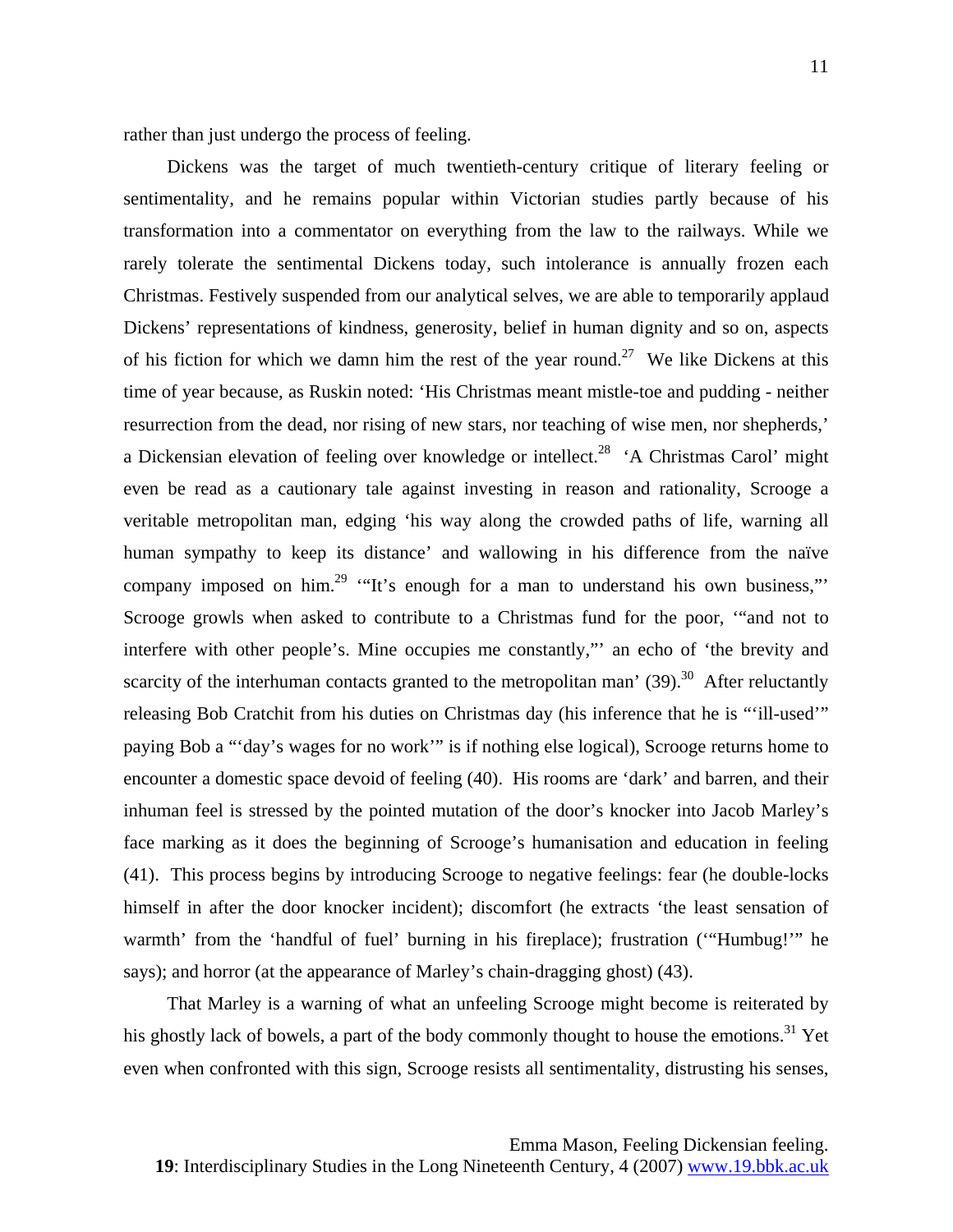rather than just undergo the process of feeling.

Dickens was the target of much twentieth-century critique of literary feeling or sentimentality, and he remains popular within Victorian studies partly because of his transformation into a commentator on everything from the law to the railways. While we rarely tolerate the sentimental Dickens today, such intolerance is annually frozen each Christmas. Festively suspended from our analytical selves, we are able to temporarily applaud Dickens' representations of kindness, generosity, belief in human dignity and so on, aspects of his fiction for which we damn him the rest of the year round.[27] We like Dickens at this time of year because, as Ruskin noted: 'His Christmas meant mistle-toe and pudding - neither resurrection from the dead, nor rising of new stars, nor teaching of wise men, nor shepherds,' a Dickensian elevation of feeling over knowledge or intellect.[28] 'A Christmas Carol' might even be read as a cautionary tale against investing in reason and rationality, Scrooge a veritable metropolitan man, edging 'his way along the crowded paths of life, warning all human sympathy to keep its distance' and wallowing in his difference from the naïve company imposed on him.[29] '"It's enough for a man to understand his own business,"' Scrooge growls when asked to contribute to a Christmas fund for the poor, '"and not to interfere with other people's. Mine occupies me constantly,"' an echo of 'the brevity and scarcity of the interhuman contacts granted to the metropolitan man' (39).[30] After reluctantly releasing Bob Cratchit from his duties on Christmas day (his inference that he is "'ill-used'" paying Bob a "'day's wages for no work'" is if nothing else logical), Scrooge returns home to encounter a domestic space devoid of feeling (40). His rooms are 'dark' and barren, and their inhuman feel is stressed by the pointed mutation of the door's knocker into Jacob Marley's face marking as it does the beginning of Scrooge's humanisation and education in feeling (41). This process begins by introducing Scrooge to negative feelings: fear (he double-locks himself in after the door knocker incident); discomfort (he extracts 'the least sensation of warmth' from the 'handful of fuel' burning in his fireplace); frustration ('"Humbug!'" he says); and horror (at the appearance of Marley's chain-dragging ghost) (43).

That Marley is a warning of what an unfeeling Scrooge might become is reiterated by his ghostly lack of bowels, a part of the body commonly thought to house the emotions.[31] Yet even when confronted with this sign, Scrooge resists all sentimentality, distrusting his senses,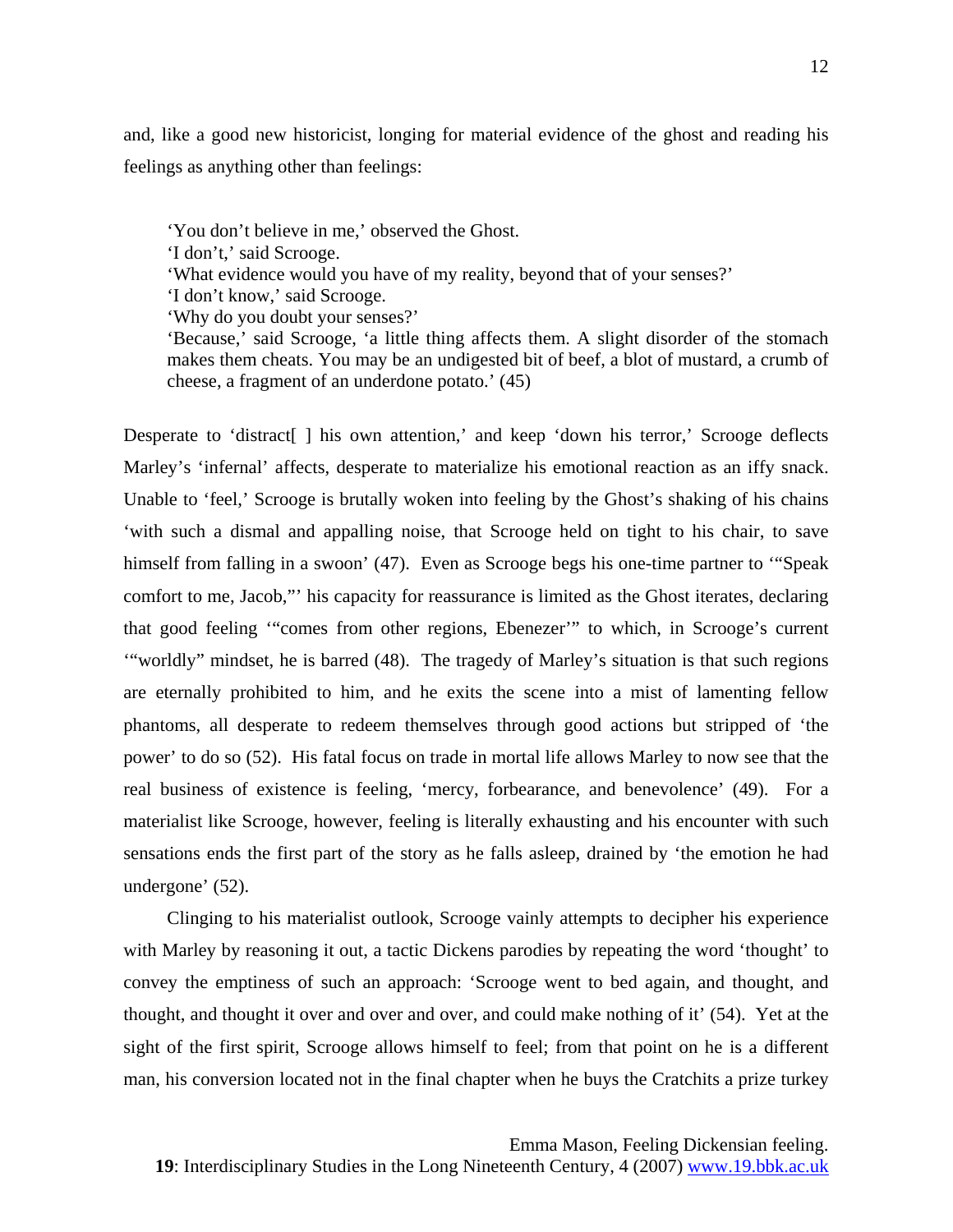and, like a good new historicist, longing for material evidence of the ghost and reading his feelings as anything other than feelings:

> 'You don't believe in me,' observed the Ghost.
> 'I don't,' said Scrooge.
> 'What evidence would you have of my reality, beyond that of your senses?'
> 'I don't know,' said Scrooge.
> 'Why do you doubt your senses?'
> 'Because,' said Scrooge, 'a little thing affects them. A slight disorder of the stomach makes them cheats. You may be an undigested bit of beef, a blot of mustard, a crumb of cheese, a fragment of an underdone potato.' (45)

Desperate to 'distract[ ] his own attention,' and keep 'down his terror,' Scrooge deflects Marley's 'infernal' affects, desperate to materialize his emotional reaction as an iffy snack. Unable to 'feel,' Scrooge is brutally woken into feeling by the Ghost's shaking of his chains 'with such a dismal and appalling noise, that Scrooge held on tight to his chair, to save himself from falling in a swoon' (47). Even as Scrooge begs his one-time partner to '"Speak comfort to me, Jacob,"' his capacity for reassurance is limited as the Ghost iterates, declaring that good feeling '"comes from other regions, Ebenezer'" to which, in Scrooge's current '"worldly" mindset, he is barred (48). The tragedy of Marley's situation is that such regions are eternally prohibited to him, and he exits the scene into a mist of lamenting fellow phantoms, all desperate to redeem themselves through good actions but stripped of 'the power' to do so (52). His fatal focus on trade in mortal life allows Marley to now see that the real business of existence is feeling, 'mercy, forbearance, and benevolence' (49). For a materialist like Scrooge, however, feeling is literally exhausting and his encounter with such sensations ends the first part of the story as he falls asleep, drained by 'the emotion he had undergone' (52).

Clinging to his materialist outlook, Scrooge vainly attempts to decipher his experience with Marley by reasoning it out, a tactic Dickens parodies by repeating the word 'thought' to convey the emptiness of such an approach: 'Scrooge went to bed again, and thought, and thought, and thought it over and over and over, and could make nothing of it' (54). Yet at the sight of the first spirit, Scrooge allows himself to feel; from that point on he is a different man, his conversion located not in the final chapter when he buys the Cratchits a prize turkey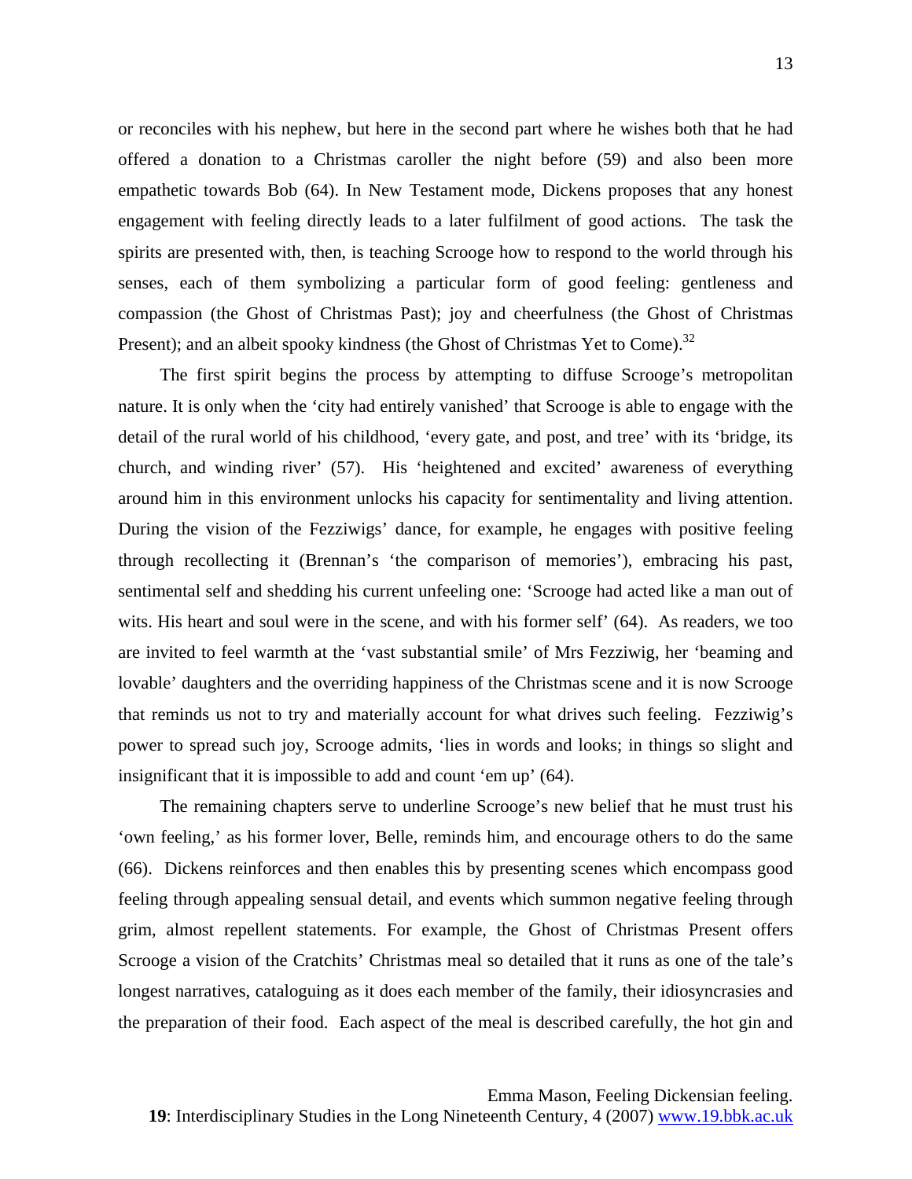or reconciles with his nephew, but here in the second part where he wishes both that he had offered a donation to a Christmas caroller the night before (59) and also been more empathetic towards Bob (64). In New Testament mode, Dickens proposes that any honest engagement with feeling directly leads to a later fulfilment of good actions. The task the spirits are presented with, then, is teaching Scrooge how to respond to the world through his senses, each of them symbolizing a particular form of good feeling: gentleness and compassion (the Ghost of Christmas Past); joy and cheerfulness (the Ghost of Christmas Present); and an albeit spooky kindness (the Ghost of Christmas Yet to Come).[32]

The first spirit begins the process by attempting to diffuse Scrooge's metropolitan nature. It is only when the 'city had entirely vanished' that Scrooge is able to engage with the detail of the rural world of his childhood, 'every gate, and post, and tree' with its 'bridge, its church, and winding river' (57). His 'heightened and excited' awareness of everything around him in this environment unlocks his capacity for sentimentality and living attention. During the vision of the Fezziwigs' dance, for example, he engages with positive feeling through recollecting it (Brennan's 'the comparison of memories'), embracing his past, sentimental self and shedding his current unfeeling one: 'Scrooge had acted like a man out of wits. His heart and soul were in the scene, and with his former self' (64). As readers, we too are invited to feel warmth at the 'vast substantial smile' of Mrs Fezziwig, her 'beaming and lovable' daughters and the overriding happiness of the Christmas scene and it is now Scrooge that reminds us not to try and materially account for what drives such feeling. Fezziwig's power to spread such joy, Scrooge admits, 'lies in words and looks; in things so slight and insignificant that it is impossible to add and count 'em up' (64).

The remaining chapters serve to underline Scrooge's new belief that he must trust his 'own feeling,' as his former lover, Belle, reminds him, and encourage others to do the same (66). Dickens reinforces and then enables this by presenting scenes which encompass good feeling through appealing sensual detail, and events which summon negative feeling through grim, almost repellent statements. For example, the Ghost of Christmas Present offers Scrooge a vision of the Cratchits' Christmas meal so detailed that it runs as one of the tale's longest narratives, cataloguing as it does each member of the family, their idiosyncrasies and the preparation of their food. Each aspect of the meal is described carefully, the hot gin and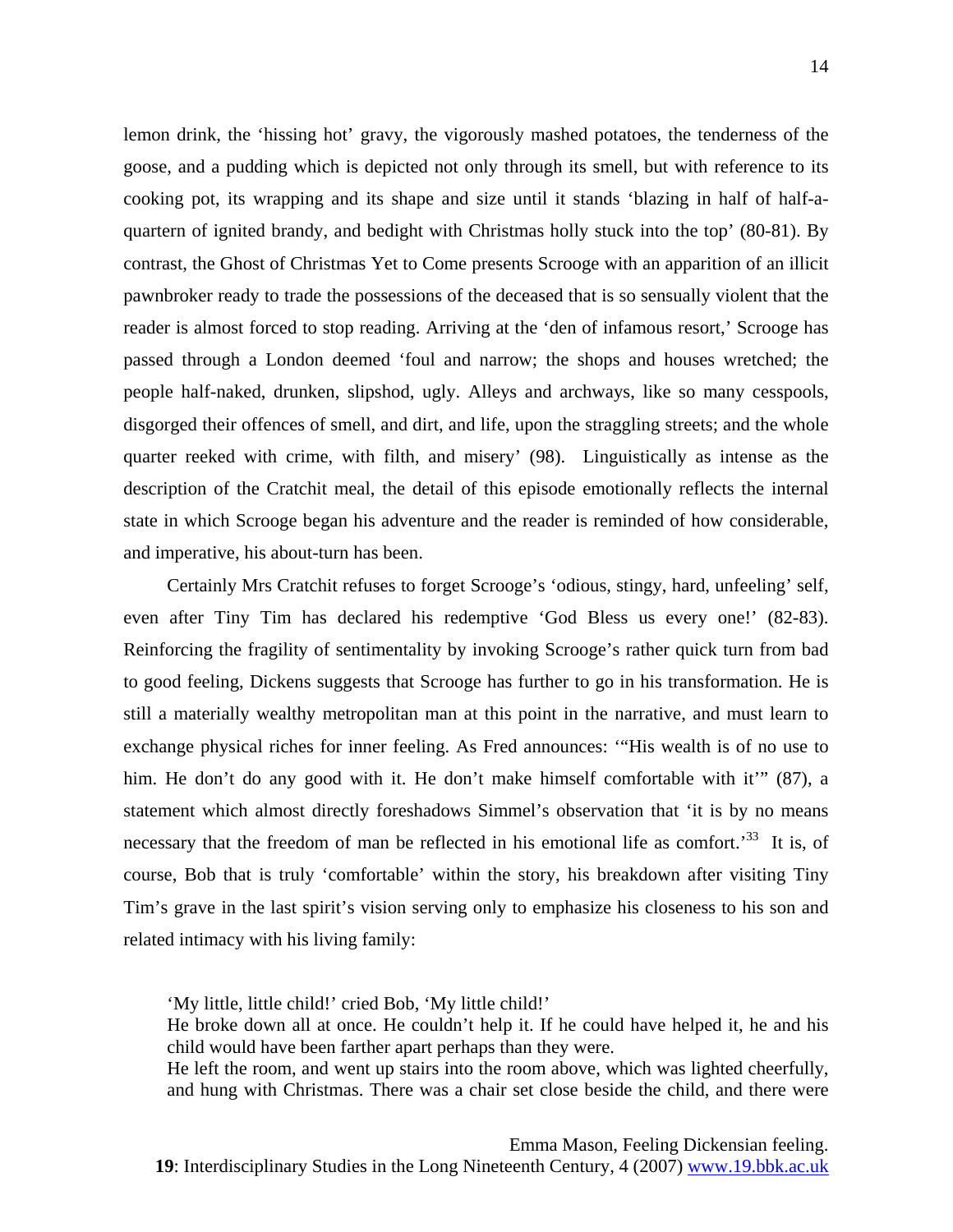lemon drink, the 'hissing hot' gravy, the vigorously mashed potatoes, the tenderness of the goose, and a pudding which is depicted not only through its smell, but with reference to its cooking pot, its wrapping and its shape and size until it stands 'blazing in half of half-a-quartern of ignited brandy, and bedight with Christmas holly stuck into the top' (80-81). By contrast, the Ghost of Christmas Yet to Come presents Scrooge with an apparition of an illicit pawnbroker ready to trade the possessions of the deceased that is so sensually violent that the reader is almost forced to stop reading. Arriving at the 'den of infamous resort,' Scrooge has passed through a London deemed 'foul and narrow; the shops and houses wretched; the people half-naked, drunken, slipshod, ugly. Alleys and archways, like so many cesspools, disgorged their offences of smell, and dirt, and life, upon the straggling streets; and the whole quarter reeked with crime, with filth, and misery' (98). Linguistically as intense as the description of the Cratchit meal, the detail of this episode emotionally reflects the internal state in which Scrooge began his adventure and the reader is reminded of how considerable, and imperative, his about-turn has been.

Certainly Mrs Cratchit refuses to forget Scrooge's 'odious, stingy, hard, unfeeling' self, even after Tiny Tim has declared his redemptive 'God Bless us every one!' (82-83). Reinforcing the fragility of sentimentality by invoking Scrooge's rather quick turn from bad to good feeling, Dickens suggests that Scrooge has further to go in his transformation. He is still a materially wealthy metropolitan man at this point in the narrative, and must learn to exchange physical riches for inner feeling. As Fred announces: '"His wealth is of no use to him. He don't do any good with it. He don't make himself comfortable with it'" (87), a statement which almost directly foreshadows Simmel's observation that 'it is by no means necessary that the freedom of man be reflected in his emotional life as comfort.'[33] It is, of course, Bob that is truly 'comfortable' within the story, his breakdown after visiting Tiny Tim's grave in the last spirit's vision serving only to emphasize his closeness to his son and related intimacy with his living family:

> 'My little, little child!' cried Bob, 'My little child!'
>
> He broke down all at once. He couldn't help it. If he could have helped it, he and his child would have been farther apart perhaps than they were.
>
> He left the room, and went up stairs into the room above, which was lighted cheerfully, and hung with Christmas. There was a chair set close beside the child, and there were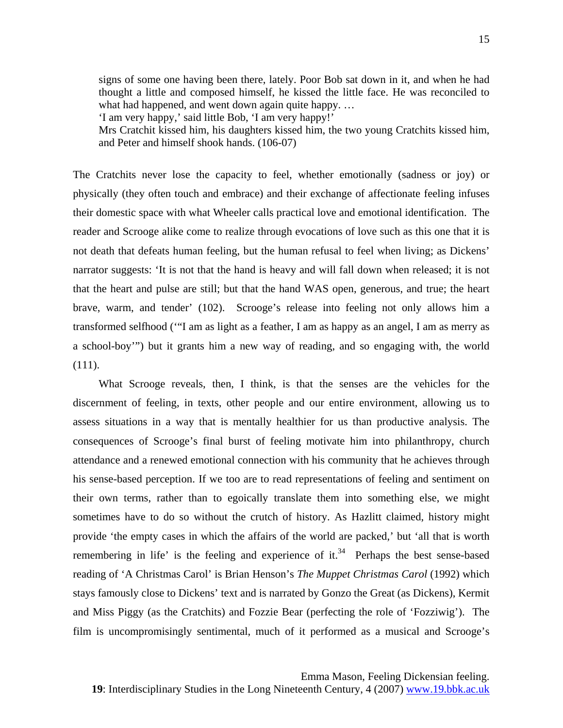> signs of some one having been there, lately. Poor Bob sat down in it, and when he had thought a little and composed himself, he kissed the little face. He was reconciled to what had happened, and went down again quite happy. …
>
> 'I am very happy,' said little Bob, 'I am very happy!'
>
> Mrs Cratchit kissed him, his daughters kissed him, the two young Cratchits kissed him, and Peter and himself shook hands. (106-07)

The Cratchits never lose the capacity to feel, whether emotionally (sadness or joy) or physically (they often touch and embrace) and their exchange of affectionate feeling infuses their domestic space with what Wheeler calls practical love and emotional identification. The reader and Scrooge alike come to realize through evocations of love such as this one that it is not death that defeats human feeling, but the human refusal to feel when living; as Dickens' narrator suggests: 'It is not that the hand is heavy and will fall down when released; it is not that the heart and pulse are still; but that the hand WAS open, generous, and true; the heart brave, warm, and tender' (102). Scrooge's release into feeling not only allows him a transformed selfhood ('"I am as light as a feather, I am as happy as an angel, I am as merry as a school-boy"') but it grants him a new way of reading, and so engaging with, the world (111).

What Scrooge reveals, then, I think, is that the senses are the vehicles for the discernment of feeling, in texts, other people and our entire environment, allowing us to assess situations in a way that is mentally healthier for us than productive analysis. The consequences of Scrooge's final burst of feeling motivate him into philanthropy, church attendance and a renewed emotional connection with his community that he achieves through his sense-based perception. If we too are to read representations of feeling and sentiment on their own terms, rather than to egoically translate them into something else, we might sometimes have to do so without the crutch of history. As Hazlitt claimed, history might provide 'the empty cases in which the affairs of the world are packed,' but 'all that is worth remembering in life' is the feeling and experience of it.[34] Perhaps the best sense-based reading of 'A Christmas Carol' is Brian Henson's *The Muppet Christmas Carol* (1992) which stays famously close to Dickens' text and is narrated by Gonzo the Great (as Dickens), Kermit and Miss Piggy (as the Cratchits) and Fozzie Bear (perfecting the role of 'Fozziwig'). The film is uncompromisingly sentimental, much of it performed as a musical and Scrooge's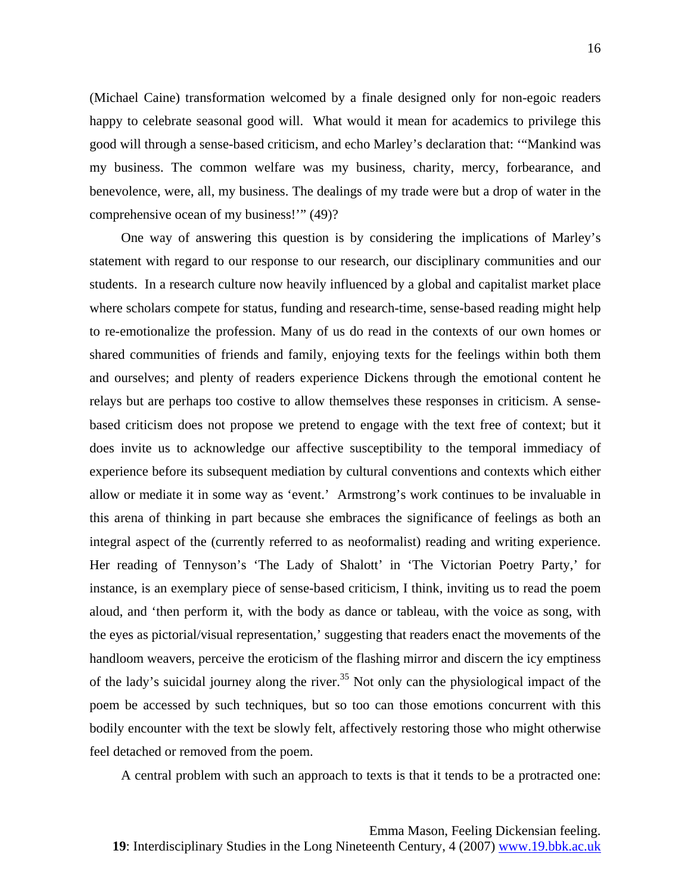(Michael Caine) transformation welcomed by a finale designed only for non-egoic readers happy to celebrate seasonal good will. What would it mean for academics to privilege this good will through a sense-based criticism, and echo Marley's declaration that: '"Mankind was my business. The common welfare was my business, charity, mercy, forbearance, and benevolence, were, all, my business. The dealings of my trade were but a drop of water in the comprehensive ocean of my business!'" (49)?

One way of answering this question is by considering the implications of Marley's statement with regard to our response to our research, our disciplinary communities and our students. In a research culture now heavily influenced by a global and capitalist market place where scholars compete for status, funding and research-time, sense-based reading might help to re-emotionalize the profession. Many of us do read in the contexts of our own homes or shared communities of friends and family, enjoying texts for the feelings within both them and ourselves; and plenty of readers experience Dickens through the emotional content he relays but are perhaps too costive to allow themselves these responses in criticism. A sense-based criticism does not propose we pretend to engage with the text free of context; but it does invite us to acknowledge our affective susceptibility to the temporal immediacy of experience before its subsequent mediation by cultural conventions and contexts which either allow or mediate it in some way as 'event.' Armstrong's work continues to be invaluable in this arena of thinking in part because she embraces the significance of feelings as both an integral aspect of the (currently referred to as neoformalist) reading and writing experience. Her reading of Tennyson's 'The Lady of Shalott' in 'The Victorian Poetry Party,' for instance, is an exemplary piece of sense-based criticism, I think, inviting us to read the poem aloud, and 'then perform it, with the body as dance or tableau, with the voice as song, with the eyes as pictorial/visual representation,' suggesting that readers enact the movements of the handloom weavers, perceive the eroticism of the flashing mirror and discern the icy emptiness of the lady's suicidal journey along the river.[35] Not only can the physiological impact of the poem be accessed by such techniques, but so too can those emotions concurrent with this bodily encounter with the text be slowly felt, affectively restoring those who might otherwise feel detached or removed from the poem.

A central problem with such an approach to texts is that it tends to be a protracted one: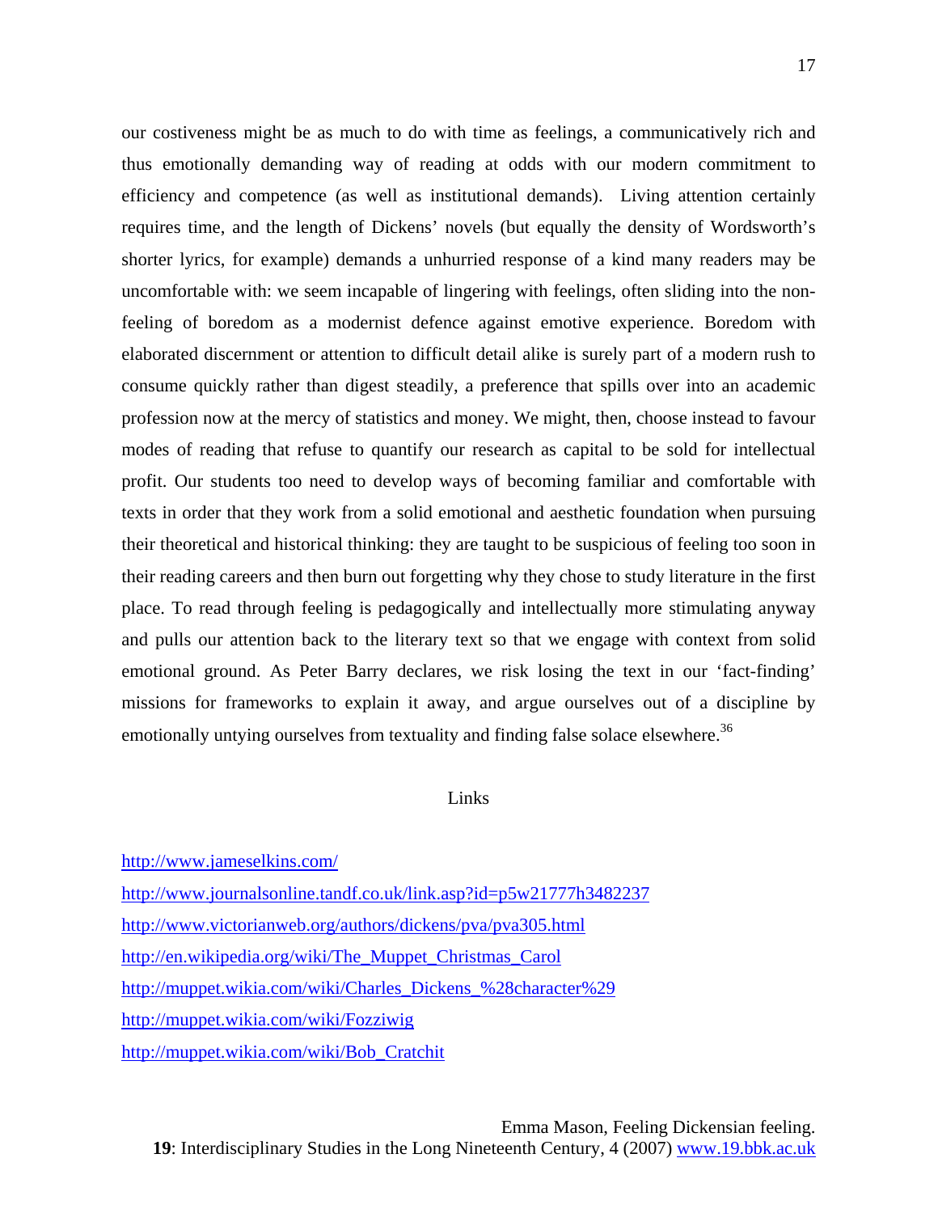our costiveness might be as much to do with time as feelings, a communicatively rich and thus emotionally demanding way of reading at odds with our modern commitment to efficiency and competence (as well as institutional demands). Living attention certainly requires time, and the length of Dickens' novels (but equally the density of Wordsworth's shorter lyrics, for example) demands a unhurried response of a kind many readers may be uncomfortable with: we seem incapable of lingering with feelings, often sliding into the non-feeling of boredom as a modernist defence against emotive experience. Boredom with elaborated discernment or attention to difficult detail alike is surely part of a modern rush to consume quickly rather than digest steadily, a preference that spills over into an academic profession now at the mercy of statistics and money. We might, then, choose instead to favour modes of reading that refuse to quantify our research as capital to be sold for intellectual profit. Our students too need to develop ways of becoming familiar and comfortable with texts in order that they work from a solid emotional and aesthetic foundation when pursuing their theoretical and historical thinking: they are taught to be suspicious of feeling too soon in their reading careers and then burn out forgetting why they chose to study literature in the first place. To read through feeling is pedagogically and intellectually more stimulating anyway and pulls our attention back to the literary text so that we engage with context from solid emotional ground. As Peter Barry declares, we risk losing the text in our 'fact-finding' missions for frameworks to explain it away, and argue ourselves out of a discipline by emotionally untying ourselves from textuality and finding false solace elsewhere.[36]

## Links

http://www.jameselkins.com/

http://www.journalsonline.tandf.co.uk/link.asp?id=p5w21777h3482237

http://www.victorianweb.org/authors/dickens/pva/pva305.html

http://en.wikipedia.org/wiki/The_Muppet_Christmas_Carol

http://muppet.wikia.com/wiki/Charles_Dickens_%28character%29

http://muppet.wikia.com/wiki/Fozziwig

http://muppet.wikia.com/wiki/Bob_Cratchit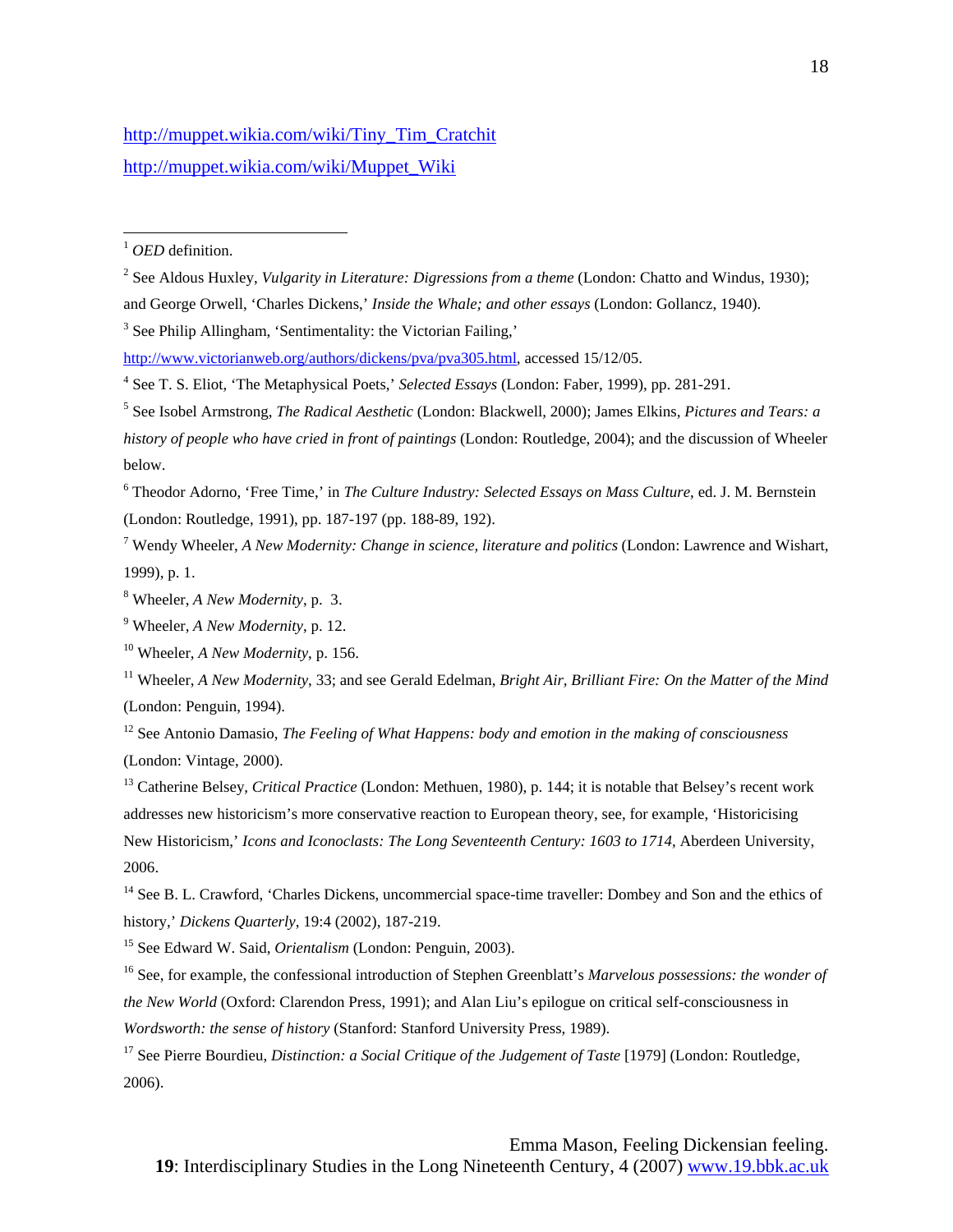http://muppet.wikia.com/wiki/Tiny_Tim_Cratchit

http://muppet.wikia.com/wiki/Muppet_Wiki

---

[1] *OED* definition.

[2] See Aldous Huxley, *Vulgarity in Literature: Digressions from a theme* (London: Chatto and Windus, 1930); and George Orwell, 'Charles Dickens,' *Inside the Whale; and other essays* (London: Gollancz, 1940).

[3] See Philip Allingham, 'Sentimentality: the Victorian Failing,' http://www.victorianweb.org/authors/dickens/pva/pva305.html, accessed 15/12/05.

[4] See T. S. Eliot, 'The Metaphysical Poets,' *Selected Essays* (London: Faber, 1999), pp. 281-291.

[5] See Isobel Armstrong, *The Radical Aesthetic* (London: Blackwell, 2000); James Elkins, *Pictures and Tears: a history of people who have cried in front of paintings* (London: Routledge, 2004); and the discussion of Wheeler below.

[6] Theodor Adorno, 'Free Time,' in *The Culture Industry: Selected Essays on Mass Culture*, ed. J. M. Bernstein (London: Routledge, 1991), pp. 187-197 (pp. 188-89, 192).

[7] Wendy Wheeler, *A New Modernity: Change in science, literature and politics* (London: Lawrence and Wishart, 1999), p. 1.

[8] Wheeler, *A New Modernity*, p. 3.

[9] Wheeler, *A New Modernity*, p. 12.

[10] Wheeler, *A New Modernity*, p. 156.

[11] Wheeler, *A New Modernity*, 33; and see Gerald Edelman, *Bright Air, Brilliant Fire: On the Matter of the Mind* (London: Penguin, 1994).

[12] See Antonio Damasio, *The Feeling of What Happens: body and emotion in the making of consciousness* (London: Vintage, 2000).

[13] Catherine Belsey, *Critical Practice* (London: Methuen, 1980), p. 144; it is notable that Belsey's recent work addresses new historicism's more conservative reaction to European theory, see, for example, 'Historicising New Historicism,' *Icons and Iconoclasts: The Long Seventeenth Century: 1603 to 1714*, Aberdeen University, 2006.

[14] See B. L. Crawford, 'Charles Dickens, uncommercial space-time traveller: Dombey and Son and the ethics of history,' *Dickens Quarterly*, 19:4 (2002), 187-219.

[15] See Edward W. Said, *Orientalism* (London: Penguin, 2003).

[16] See, for example, the confessional introduction of Stephen Greenblatt's *Marvelous possessions: the wonder of the New World* (Oxford: Clarendon Press, 1991); and Alan Liu's epilogue on critical self-consciousness in *Wordsworth: the sense of history* (Stanford: Stanford University Press, 1989).

[17] See Pierre Bourdieu, *Distinction: a Social Critique of the Judgement of Taste* [1979] (London: Routledge, 2006).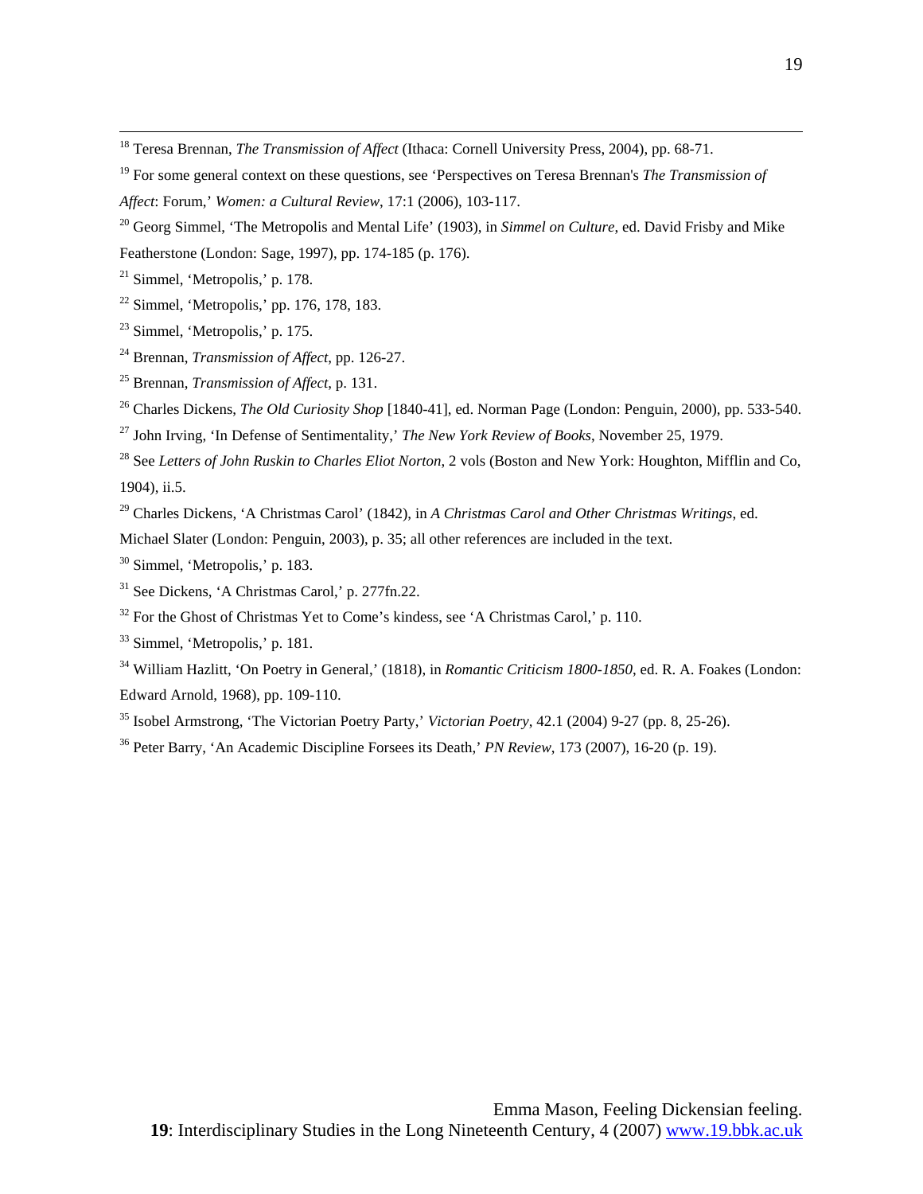[18] Teresa Brennan, *The Transmission of Affect* (Ithaca: Cornell University Press, 2004), pp. 68-71.

[19] For some general context on these questions, see 'Perspectives on Teresa Brennan's *The Transmission of Affect*: Forum,' *Women: a Cultural Review*, 17:1 (2006), 103-117.

[20] Georg Simmel, 'The Metropolis and Mental Life' (1903), in *Simmel on Culture*, ed. David Frisby and Mike Featherstone (London: Sage, 1997), pp. 174-185 (p. 176).

[21] Simmel, 'Metropolis,' p. 178.

[22] Simmel, 'Metropolis,' pp. 176, 178, 183.

[23] Simmel, 'Metropolis,' p. 175.

[24] Brennan, *Transmission of Affect*, pp. 126-27.

[25] Brennan, *Transmission of Affect*, p. 131.

[26] Charles Dickens, *The Old Curiosity Shop* [1840-41], ed. Norman Page (London: Penguin, 2000), pp. 533-540.

[27] John Irving, 'In Defense of Sentimentality,' *The New York Review of Books*, November 25, 1979.

[28] See *Letters of John Ruskin to Charles Eliot Norton*, 2 vols (Boston and New York: Houghton, Mifflin and Co, 1904), ii.5.

[29] Charles Dickens, 'A Christmas Carol' (1842), in *A Christmas Carol and Other Christmas Writings*, ed. Michael Slater (London: Penguin, 2003), p. 35; all other references are included in the text.

[30] Simmel, 'Metropolis,' p. 183.

[31] See Dickens, 'A Christmas Carol,' p. 277fn.22.

[32] For the Ghost of Christmas Yet to Come's kindess, see 'A Christmas Carol,' p. 110.

[33] Simmel, 'Metropolis,' p. 181.

[34] William Hazlitt, 'On Poetry in General,' (1818), in *Romantic Criticism 1800-1850*, ed. R. A. Foakes (London: Edward Arnold, 1968), pp. 109-110.

[35] Isobel Armstrong, 'The Victorian Poetry Party,' *Victorian Poetry*, 42.1 (2004) 9-27 (pp. 8, 25-26).

[36] Peter Barry, 'An Academic Discipline Forsees its Death,' *PN Review*, 173 (2007), 16-20 (p. 19).